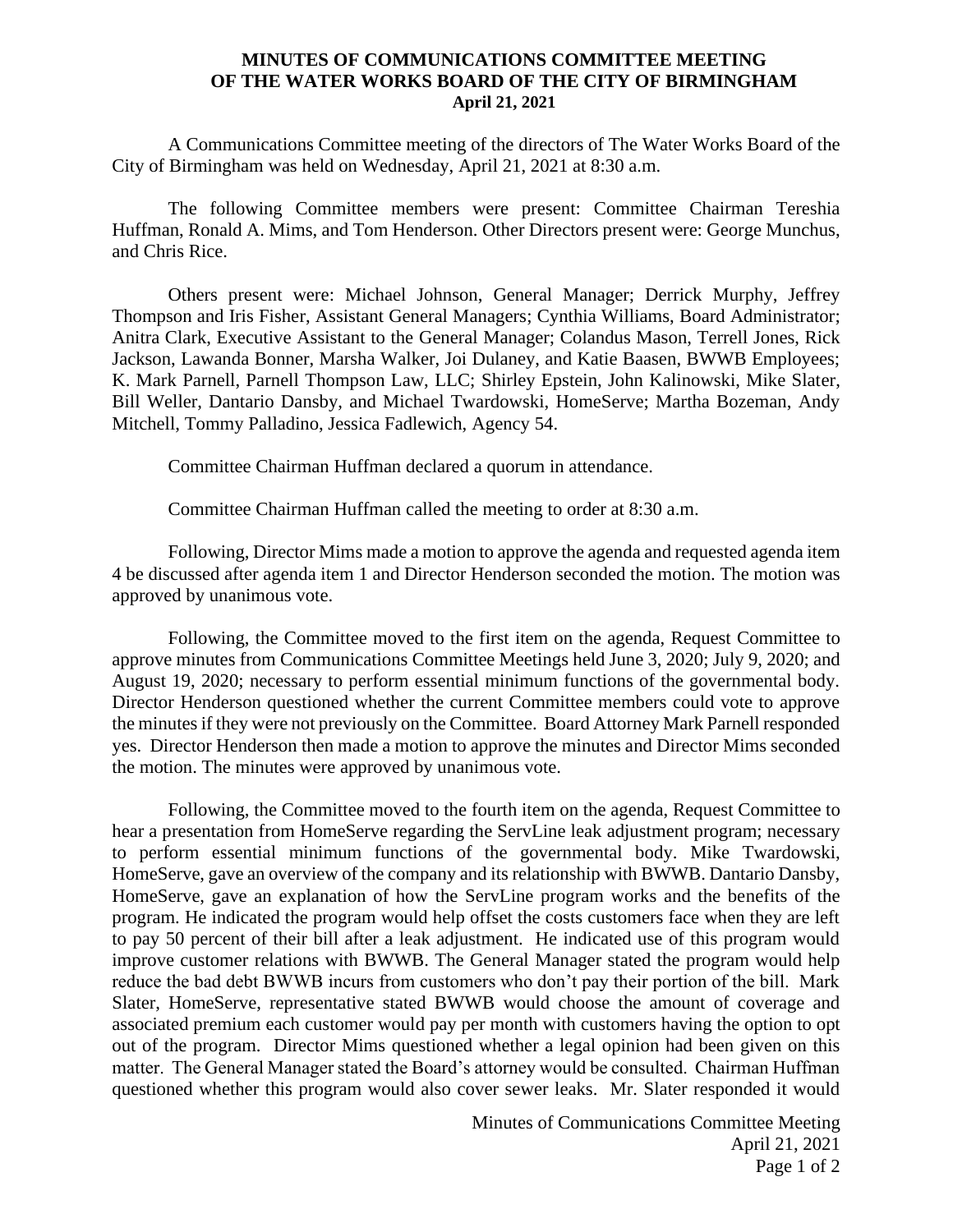# MINUTES OF COMMUNICATIONS COMMITTEE MEETING OF THE WATER WORKS BOARD OF THE CITY OF BIRMINGHAM

**April 21, 2021**

A Communications Committee meeting of the directors of The Water Works Board of the City of Birmingham was held on Wednesday, April 21, 2021 at 8:30 a.m.

The following Committee members were present: Committee Chairman Tereshia Huffman, Ronald A. Mims, and Tom Henderson. Other Directors present were: George Munchus, and Chris Rice.

Others present were: Michael Johnson, General Manager; Derrick Murphy, Jeffrey Thompson and Iris Fisher, Assistant General Managers; Cynthia Williams, Board Administrator; Anitra Clark, Executive Assistant to the General Manager; Colandus Mason, Terrell Jones, Rick Jackson, Lawanda Bonner, Marsha Walker, Joi Dulaney, and Katie Baasen, BWWB Employees; K. Mark Parnell, Parnell Thompson Law, LLC; Shirley Epstein, John Kalinowski, Mike Slater, Bill Weller, Dantario Dansby, and Michael Twardowski, HomeServe; Martha Bozeman, Andy Mitchell, Tommy Palladino, Jessica Fadlewich, Agency 54.

Committee Chairman Huffman declared a quorum in attendance.

Committee Chairman Huffman called the meeting to order at 8:30 a.m.

Following, Director Mims made a motion to approve the agenda and requested agenda item 4 be discussed after agenda item 1 and Director Henderson seconded the motion. The motion was approved by unanimous vote.

Following, the Committee moved to the first item on the agenda, Request Committee to approve minutes from Communications Committee Meetings held June 3, 2020; July 9, 2020; and August 19, 2020; necessary to perform essential minimum functions of the governmental body. Director Henderson questioned whether the current Committee members could vote to approve the minutes if they were not previously on the Committee. Board Attorney Mark Parnell responded yes. Director Henderson then made a motion to approve the minutes and Director Mims seconded the motion. The minutes were approved by unanimous vote.

Following, the Committee moved to the fourth item on the agenda, Request Committee to hear a presentation from HomeServe regarding the ServLine leak adjustment program; necessary to perform essential minimum functions of the governmental body. Mike Twardowski, HomeServe, gave an overview of the company and its relationship with BWWB. Dantario Dansby, HomeServe, gave an explanation of how the ServLine program works and the benefits of the program. He indicated the program would help offset the costs customers face when they are left to pay 50 percent of their bill after a leak adjustment. He indicated use of this program would improve customer relations with BWWB. The General Manager stated the program would help reduce the bad debt BWWB incurs from customers who don't pay their portion of the bill. Mark Slater, HomeServe, representative stated BWWB would choose the amount of coverage and associated premium each customer would pay per month with customers having the option to opt out of the program. Director Mims questioned whether a legal opinion had been given on this matter. The General Manager stated the Board's attorney would be consulted. Chairman Huffman questioned whether this program would also cover sewer leaks. Mr. Slater responded it would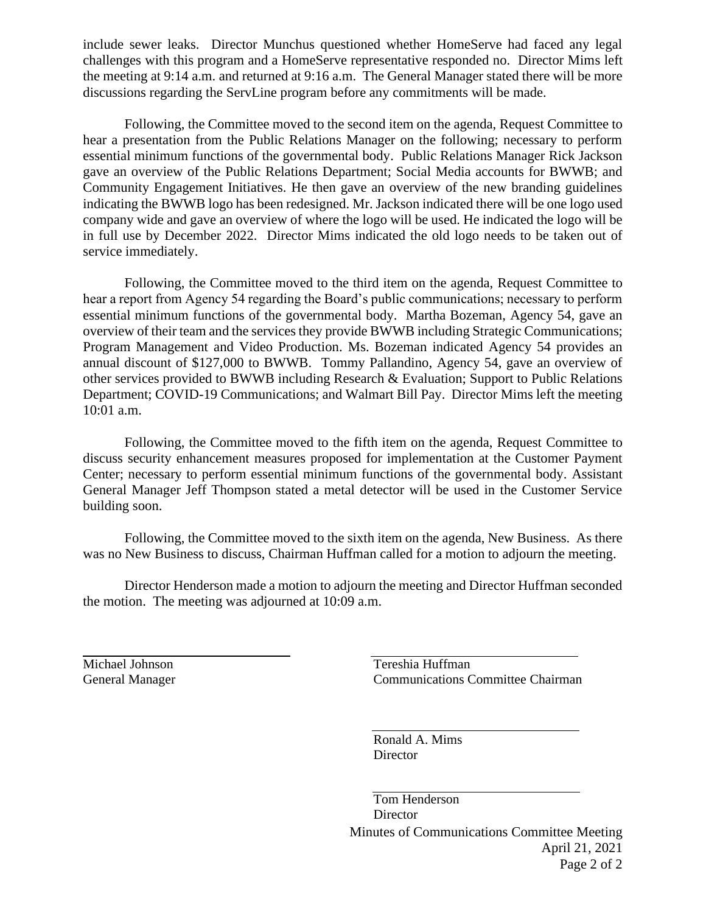include sewer leaks. Director Munchus questioned whether HomeServe had faced any legal challenges with this program and a HomeServe representative responded no. Director Mims left the meeting at 9:14 a.m. and returned at 9:16 a.m. The General Manager stated there will be more discussions regarding the ServLine program before any commitments will be made.

Following, the Committee moved to the second item on the agenda, Request Committee to hear a presentation from the Public Relations Manager on the following; necessary to perform essential minimum functions of the governmental body. Public Relations Manager Rick Jackson gave an overview of the Public Relations Department; Social Media accounts for BWWB; and Community Engagement Initiatives. He then gave an overview of the new branding guidelines indicating the BWWB logo has been redesigned. Mr. Jackson indicated there will be one logo used company wide and gave an overview of where the logo will be used. He indicated the logo will be in full use by December 2022. Director Mims indicated the old logo needs to be taken out of service immediately.

Following, the Committee moved to the third item on the agenda, Request Committee to hear a report from Agency 54 regarding the Board's public communications; necessary to perform essential minimum functions of the governmental body. Martha Bozeman, Agency 54, gave an overview of their team and the services they provide BWWB including Strategic Communications; Program Management and Video Production. Ms. Bozeman indicated Agency 54 provides an annual discount of $127,000 to BWWB. Tommy Pallandino, Agency 54, gave an overview of other services provided to BWWB including Research & Evaluation; Support to Public Relations Department; COVID-19 Communications; and Walmart Bill Pay. Director Mims left the meeting 10:01 a.m.

Following, the Committee moved to the fifth item on the agenda, Request Committee to discuss security enhancement measures proposed for implementation at the Customer Payment Center; necessary to perform essential minimum functions of the governmental body. Assistant General Manager Jeff Thompson stated a metal detector will be used in the Customer Service building soon.

Following, the Committee moved to the sixth item on the agenda, New Business. As there was no New Business to discuss, Chairman Huffman called for a motion to adjourn the meeting.

Director Henderson made a motion to adjourn the meeting and Director Huffman seconded the motion. The meeting was adjourned at 10:09 a.m.

Michael Johnson
General Manager

Tereshia Huffman
Communications Committee Chairman

Ronald A. Mims
Director

Tom Henderson
Director

Minutes of Communications Committee Meeting
April 21, 2021